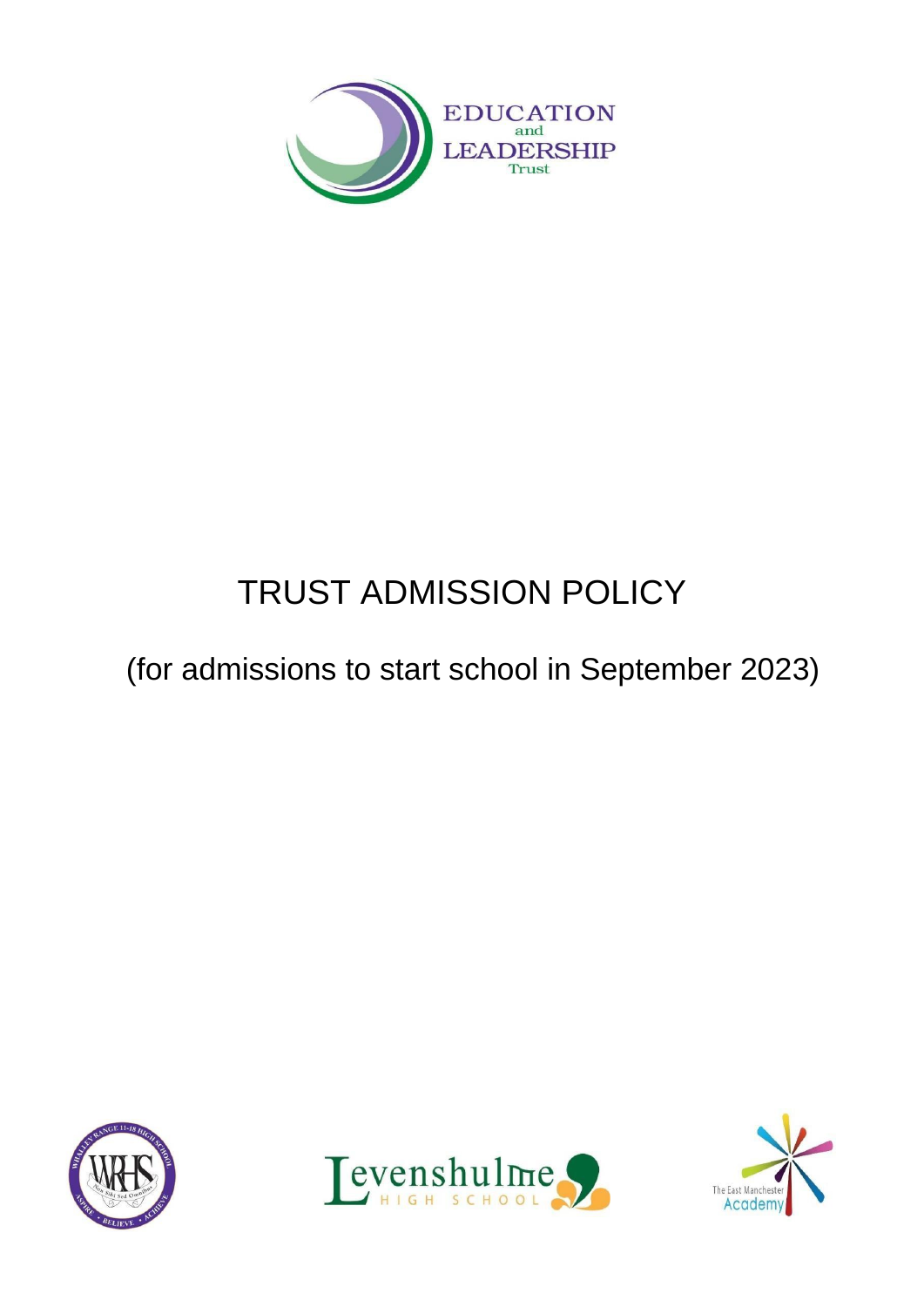# TRUST ADMISSION POLICY

(for admissions to start school in September 2023)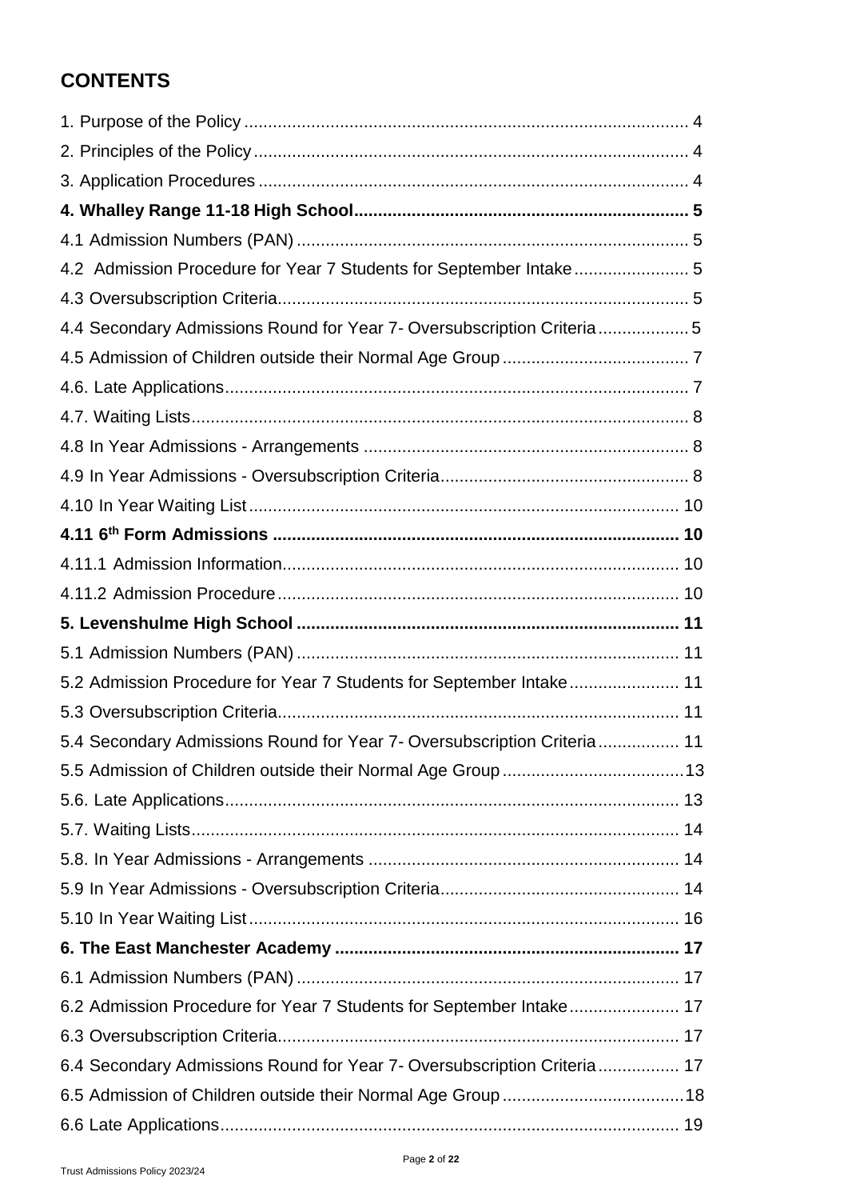## CONTENTS

1. Purpose of the Policy ........................................................................................... 4
2. Principles of the Policy ......................................................................................... 4
3. Application Procedures ........................................................................................ 4

**4. Whalley Range 11-18 High School ..................................................................... 5**

4.1 Admission Numbers (PAN) ................................................................................. 5
4.2 Admission Procedure for Year 7 Students for September Intake ........................ 5
4.3 Oversubscription Criteria..................................................................................... 5
4.4 Secondary Admissions Round for Year 7- Oversubscription Criteria ................... 5
4.5 Admission of Children outside their Normal Age Group ....................................... 7
4.6. Late Applications ................................................................................................ 7
4.7. Waiting Lists ....................................................................................................... 8
4.8 In Year Admissions - Arrangements ................................................................... 8
4.9 In Year Admissions - Oversubscription Criteria .................................................... 8
4.10 In Year Waiting List .......................................................................................... 10

**4.11 6th Form Admissions .................................................................................... 10**

4.11.1 Admission Information .................................................................................. 10
4.11.2 Admission Procedure ................................................................................... 10

**5. Levenshulme High School ............................................................................... 11**

5.1 Admission Numbers (PAN) ............................................................................... 11
5.2 Admission Procedure for Year 7 Students for September Intake ....................... 11
5.3 Oversubscription Criteria ................................................................................... 11
5.4 Secondary Admissions Round for Year 7- Oversubscription Criteria ................. 11
5.5 Admission of Children outside their Normal Age Group ...................................... 13
5.6. Late Applications .............................................................................................. 13
5.7. Waiting Lists ..................................................................................................... 14
5.8. In Year Admissions - Arrangements ................................................................ 14
5.9 In Year Admissions - Oversubscription Criteria .................................................. 14
5.10 In Year Waiting List ......................................................................................... 16

**6. The East Manchester Academy ........................................................................ 17**

6.1 Admission Numbers (PAN) ............................................................................... 17
6.2 Admission Procedure for Year 7 Students for September Intake ....................... 17
6.3 Oversubscription Criteria ................................................................................... 17
6.4 Secondary Admissions Round for Year 7- Oversubscription Criteria ................. 17
6.5 Admission of Children outside their Normal Age Group ...................................... 18
6.6 Late Applications ............................................................................................... 19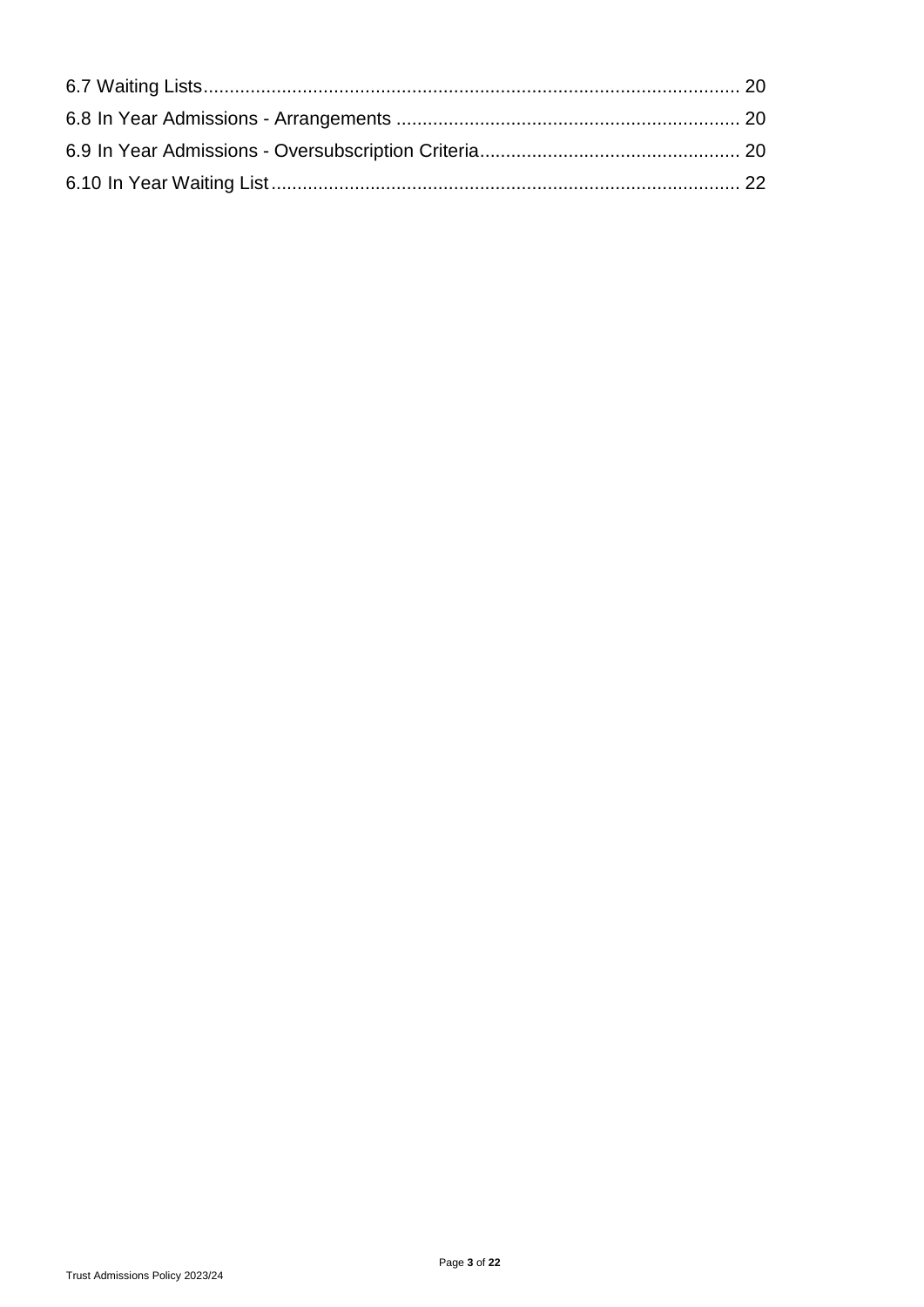6.7 Waiting Lists..................................................................................................... 20
6.8 In Year Admissions - Arrangements ................................................................. 20
6.9 In Year Admissions - Oversubscription Criteria.................................................. 20
6.10 In Year Waiting List......................................................................................... 22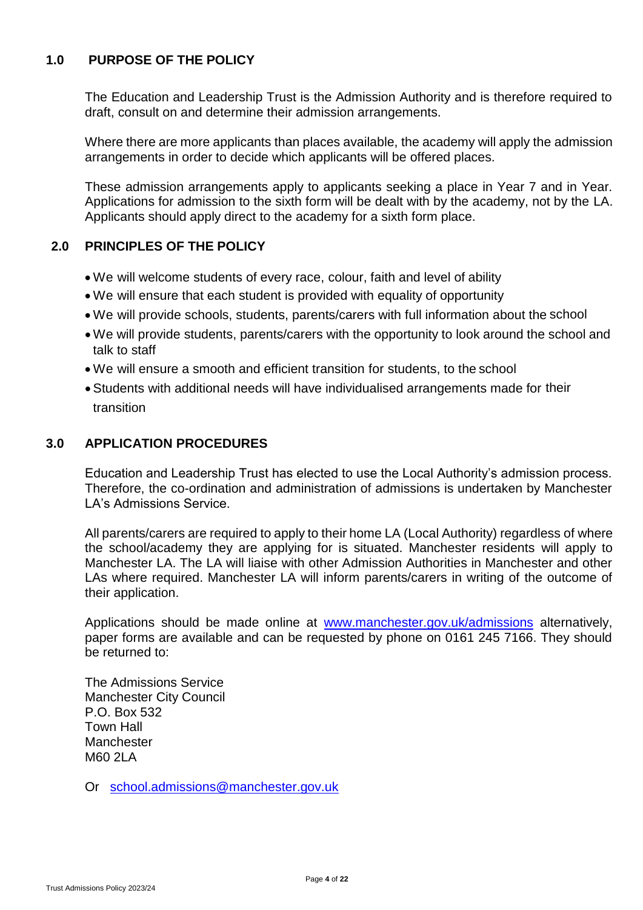## 1.0 PURPOSE OF THE POLICY

The Education and Leadership Trust is the Admission Authority and is therefore required to draft, consult on and determine their admission arrangements.

Where there are more applicants than places available, the academy will apply the admission arrangements in order to decide which applicants will be offered places.

These admission arrangements apply to applicants seeking a place in Year 7 and in Year. Applications for admission to the sixth form will be dealt with by the academy, not by the LA. Applicants should apply direct to the academy for a sixth form place.

## 2.0 PRINCIPLES OF THE POLICY

- We will welcome students of every race, colour, faith and level of ability
- We will ensure that each student is provided with equality of opportunity
- We will provide schools, students, parents/carers with full information about the school
- We will provide students, parents/carers with the opportunity to look around the school and talk to staff
- We will ensure a smooth and efficient transition for students, to the school
- Students with additional needs will have individualised arrangements made for their transition

## 3.0 APPLICATION PROCEDURES

Education and Leadership Trust has elected to use the Local Authority's admission process. Therefore, the co-ordination and administration of admissions is undertaken by Manchester LA's Admissions Service.

All parents/carers are required to apply to their home LA (Local Authority) regardless of where the school/academy they are applying for is situated. Manchester residents will apply to Manchester LA. The LA will liaise with other Admission Authorities in Manchester and other LAs where required. Manchester LA will inform parents/carers in writing of the outcome of their application.

Applications should be made online at [www.manchester.gov.uk/admissions](www.manchester.gov.uk/admissions) alternatively, paper forms are available and can be requested by phone on 0161 245 7166. They should be returned to:

The Admissions Service
Manchester City Council
P.O. Box 532
Town Hall
Manchester
M60 2LA

Or [school.admissions@manchester.gov.uk](mailto:school.admissions@manchester.gov.uk)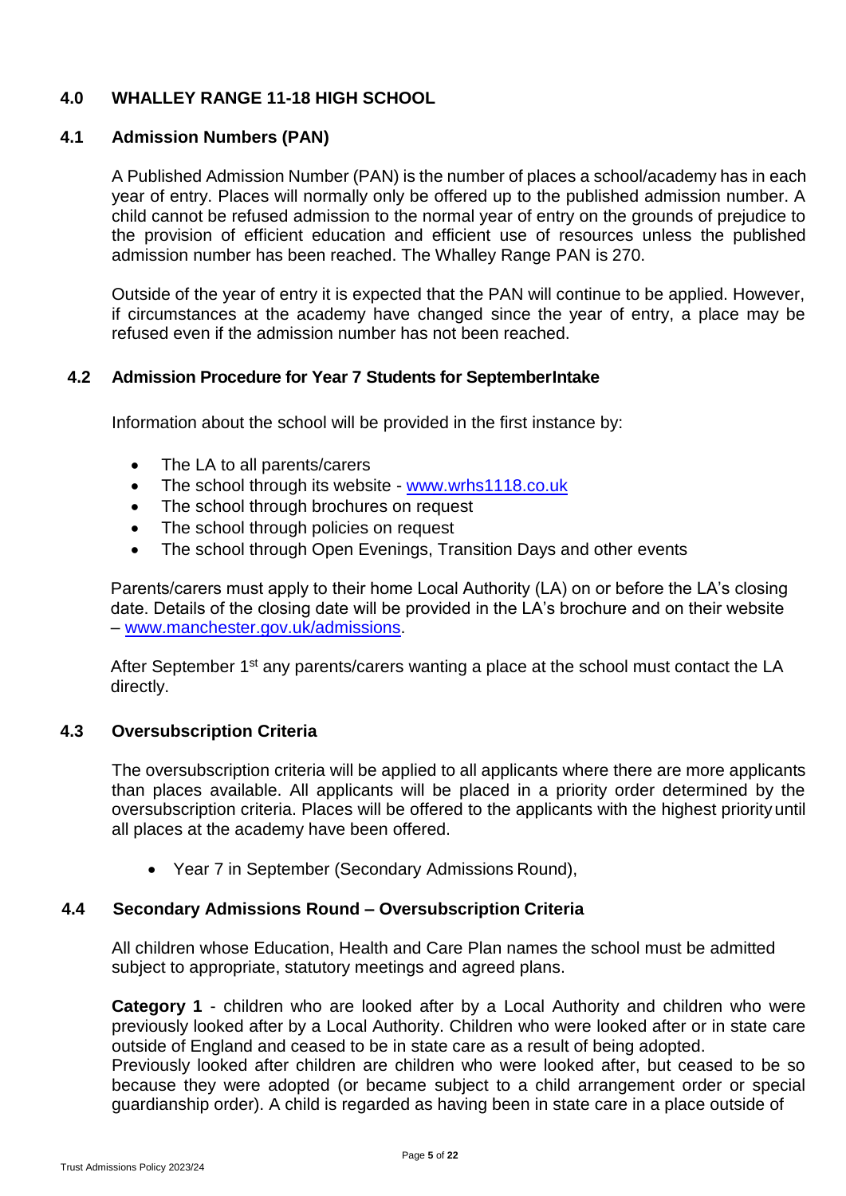## 4.0 WHALLEY RANGE 11-18 HIGH SCHOOL

### 4.1 Admission Numbers (PAN)

A Published Admission Number (PAN) is the number of places a school/academy has in each year of entry. Places will normally only be offered up to the published admission number. A child cannot be refused admission to the normal year of entry on the grounds of prejudice to the provision of efficient education and efficient use of resources unless the published admission number has been reached. The Whalley Range PAN is 270.

Outside of the year of entry it is expected that the PAN will continue to be applied. However, if circumstances at the academy have changed since the year of entry, a place may be refused even if the admission number has not been reached.

### 4.2 Admission Procedure for Year 7 Students for SeptemberIntake

Information about the school will be provided in the first instance by:

- The LA to all parents/carers
- The school through its website - [www.wrhs1118.co.uk](http://www.wrhs1118.co.uk)
- The school through brochures on request
- The school through policies on request
- The school through Open Evenings, Transition Days and other events

Parents/carers must apply to their home Local Authority (LA) on or before the LA's closing date. Details of the closing date will be provided in the LA's brochure and on their website – [www.manchester.gov.uk/admissions](http://www.manchester.gov.uk/admissions).

After September 1st any parents/carers wanting a place at the school must contact the LA directly.

### 4.3 Oversubscription Criteria

The oversubscription criteria will be applied to all applicants where there are more applicants than places available. All applicants will be placed in a priority order determined by the oversubscription criteria. Places will be offered to the applicants with the highest priority until all places at the academy have been offered.

- Year 7 in September (Secondary Admissions Round),

### 4.4 Secondary Admissions Round – Oversubscription Criteria

All children whose Education, Health and Care Plan names the school must be admitted subject to appropriate, statutory meetings and agreed plans.

**Category 1** - children who are looked after by a Local Authority and children who were previously looked after by a Local Authority. Children who were looked after or in state care outside of England and ceased to be in state care as a result of being adopted.
Previously looked after children are children who were looked after, but ceased to be so because they were adopted (or became subject to a child arrangement order or special guardianship order). A child is regarded as having been in state care in a place outside of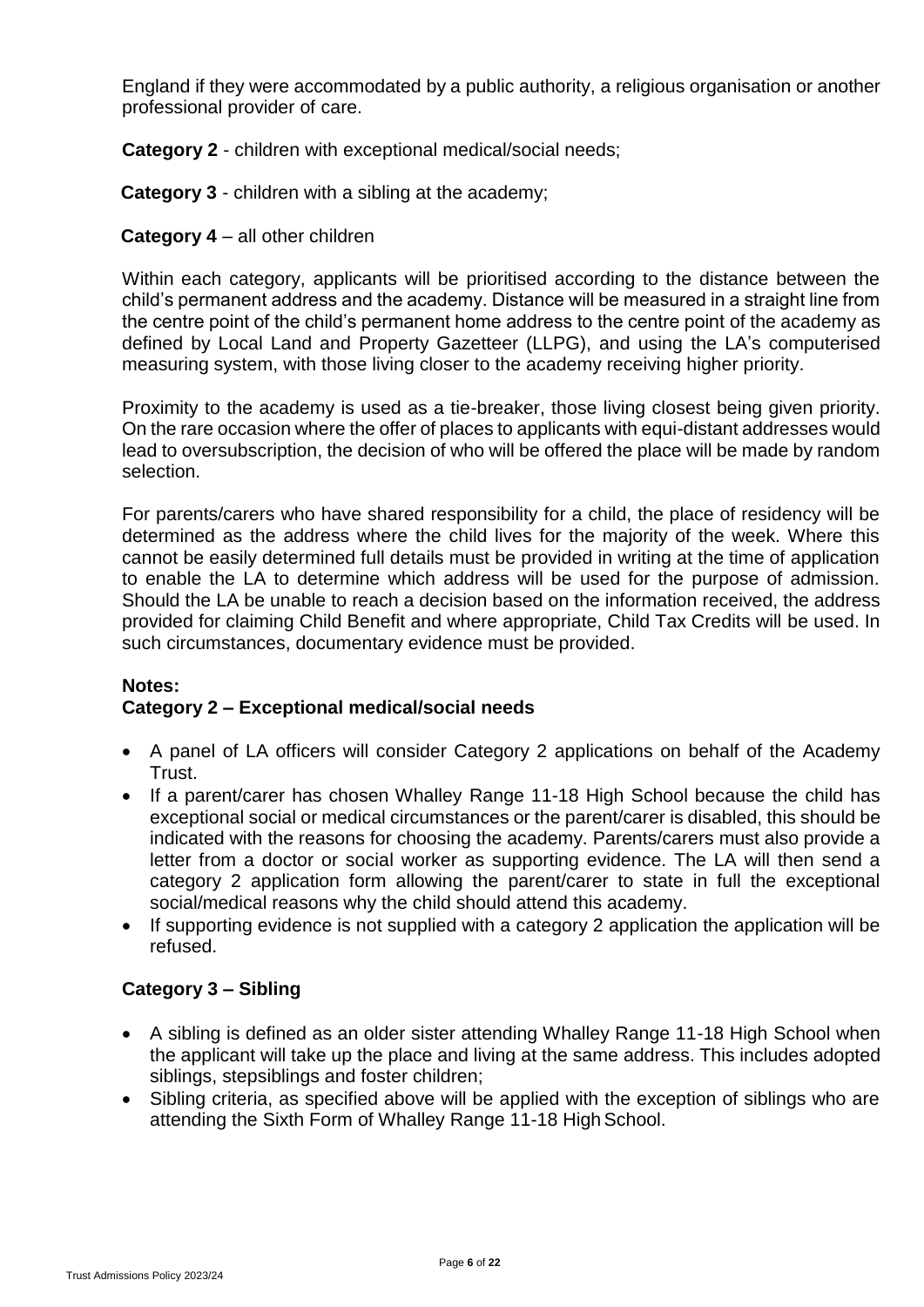England if they were accommodated by a public authority, a religious organisation or another professional provider of care.

**Category 2** - children with exceptional medical/social needs;

**Category 3** - children with a sibling at the academy;

**Category 4** – all other children

Within each category, applicants will be prioritised according to the distance between the child's permanent address and the academy. Distance will be measured in a straight line from the centre point of the child's permanent home address to the centre point of the academy as defined by Local Land and Property Gazetteer (LLPG), and using the LA's computerised measuring system, with those living closer to the academy receiving higher priority.

Proximity to the academy is used as a tie-breaker, those living closest being given priority. On the rare occasion where the offer of places to applicants with equi-distant addresses would lead to oversubscription, the decision of who will be offered the place will be made by random selection.

For parents/carers who have shared responsibility for a child, the place of residency will be determined as the address where the child lives for the majority of the week. Where this cannot be easily determined full details must be provided in writing at the time of application to enable the LA to determine which address will be used for the purpose of admission. Should the LA be unable to reach a decision based on the information received, the address provided for claiming Child Benefit and where appropriate, Child Tax Credits will be used. In such circumstances, documentary evidence must be provided.

**Notes:**

**Category 2 – Exceptional medical/social needs**

- A panel of LA officers will consider Category 2 applications on behalf of the Academy Trust.
- If a parent/carer has chosen Whalley Range 11-18 High School because the child has exceptional social or medical circumstances or the parent/carer is disabled, this should be indicated with the reasons for choosing the academy. Parents/carers must also provide a letter from a doctor or social worker as supporting evidence. The LA will then send a category 2 application form allowing the parent/carer to state in full the exceptional social/medical reasons why the child should attend this academy.
- If supporting evidence is not supplied with a category 2 application the application will be refused.

**Category 3 – Sibling**

- A sibling is defined as an older sister attending Whalley Range 11-18 High School when the applicant will take up the place and living at the same address. This includes adopted siblings, stepsiblings and foster children;
- Sibling criteria, as specified above will be applied with the exception of siblings who are attending the Sixth Form of Whalley Range 11-18 High School.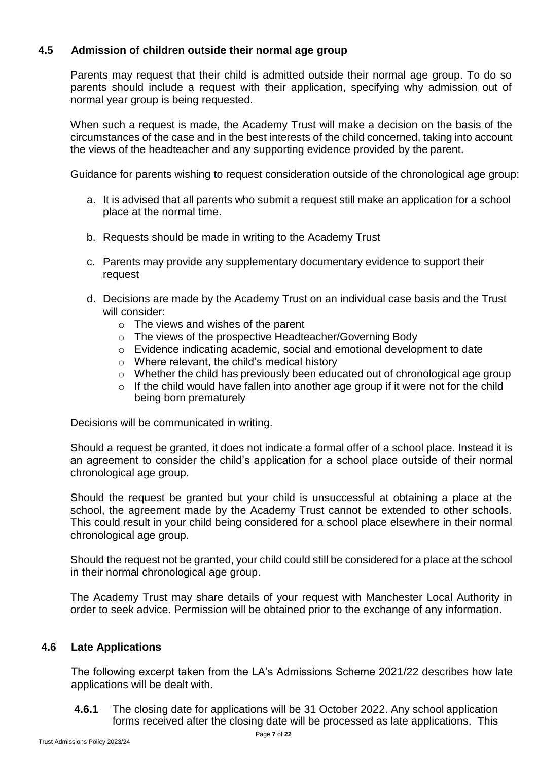## 4.5 Admission of children outside their normal age group

Parents may request that their child is admitted outside their normal age group. To do so parents should include a request with their application, specifying why admission out of normal year group is being requested.

When such a request is made, the Academy Trust will make a decision on the basis of the circumstances of the case and in the best interests of the child concerned, taking into account the views of the headteacher and any supporting evidence provided by the parent.

Guidance for parents wishing to request consideration outside of the chronological age group:

a. It is advised that all parents who submit a request still make an application for a school place at the normal time.

b. Requests should be made in writing to the Academy Trust

c. Parents may provide any supplementary documentary evidence to support their request

d. Decisions are made by the Academy Trust on an individual case basis and the Trust will consider:
   - The views and wishes of the parent
   - The views of the prospective Headteacher/Governing Body
   - Evidence indicating academic, social and emotional development to date
   - Where relevant, the child's medical history
   - Whether the child has previously been educated out of chronological age group
   - If the child would have fallen into another age group if it were not for the child being born prematurely

Decisions will be communicated in writing.

Should a request be granted, it does not indicate a formal offer of a school place. Instead it is an agreement to consider the child's application for a school place outside of their normal chronological age group.

Should the request be granted but your child is unsuccessful at obtaining a place at the school, the agreement made by the Academy Trust cannot be extended to other schools. This could result in your child being considered for a school place elsewhere in their normal chronological age group.

Should the request not be granted, your child could still be considered for a place at the school in their normal chronological age group.

The Academy Trust may share details of your request with Manchester Local Authority in order to seek advice. Permission will be obtained prior to the exchange of any information.

## 4.6 Late Applications

The following excerpt taken from the LA's Admissions Scheme 2021/22 describes how late applications will be dealt with.

**4.6.1** The closing date for applications will be 31 October 2022. Any school application forms received after the closing date will be processed as late applications. This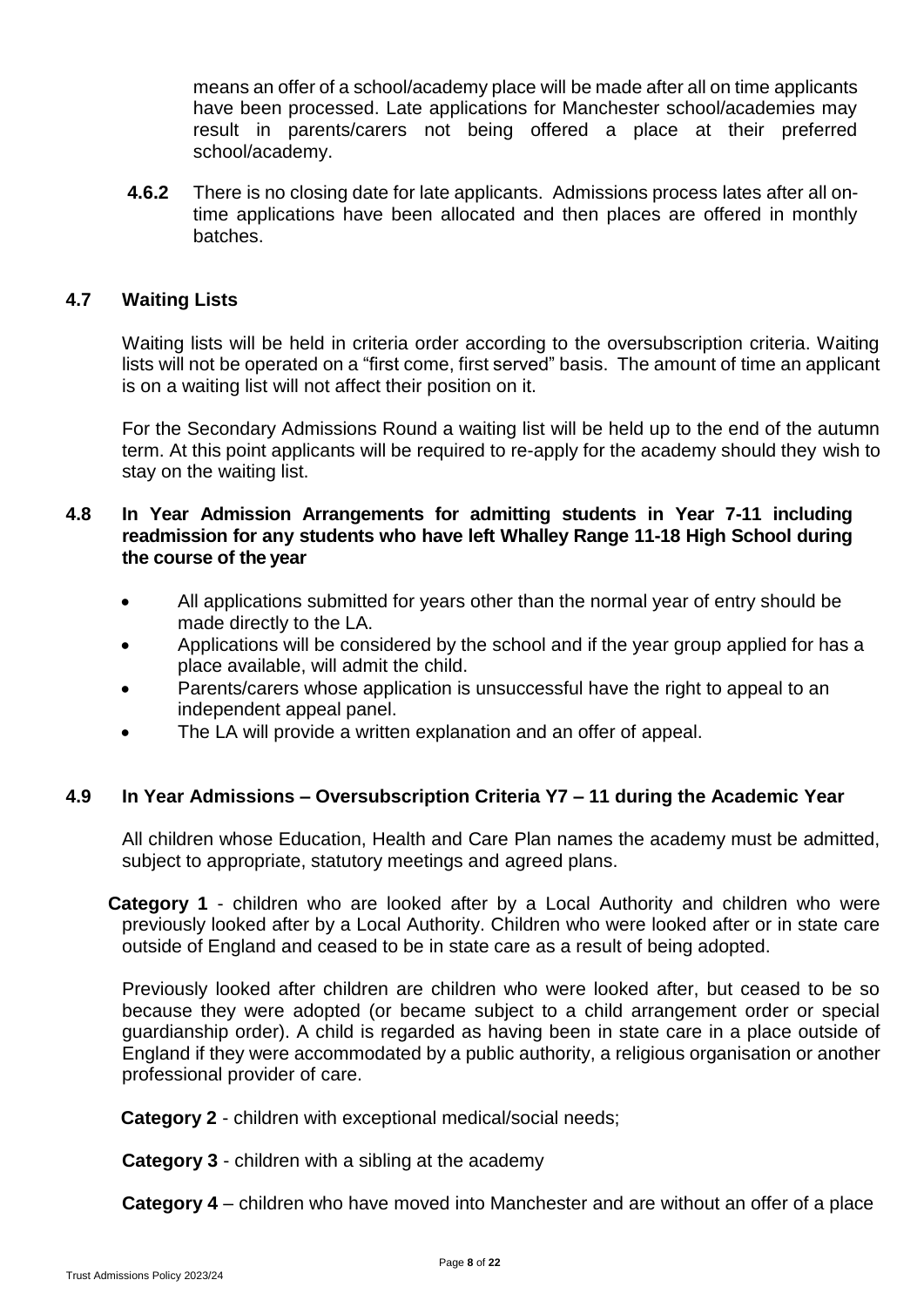means an offer of a school/academy place will be made after all on time applicants have been processed. Late applications for Manchester school/academies may result in parents/carers not being offered a place at their preferred school/academy.

**4.6.2** There is no closing date for late applicants. Admissions process lates after all on-time applications have been allocated and then places are offered in monthly batches.

### 4.7 Waiting Lists

Waiting lists will be held in criteria order according to the oversubscription criteria. Waiting lists will not be operated on a "first come, first served" basis. The amount of time an applicant is on a waiting list will not affect their position on it.

For the Secondary Admissions Round a waiting list will be held up to the end of the autumn term. At this point applicants will be required to re-apply for the academy should they wish to stay on the waiting list.

### 4.8 In Year Admission Arrangements for admitting students in Year 7-11 including readmission for any students who have left Whalley Range 11-18 High School during the course of the year

- All applications submitted for years other than the normal year of entry should be made directly to the LA.
- Applications will be considered by the school and if the year group applied for has a place available, will admit the child.
- Parents/carers whose application is unsuccessful have the right to appeal to an independent appeal panel.
- The LA will provide a written explanation and an offer of appeal.

### 4.9 In Year Admissions – Oversubscription Criteria Y7 – 11 during the Academic Year

All children whose Education, Health and Care Plan names the academy must be admitted, subject to appropriate, statutory meetings and agreed plans.

**Category 1** - children who are looked after by a Local Authority and children who were previously looked after by a Local Authority. Children who were looked after or in state care outside of England and ceased to be in state care as a result of being adopted.

Previously looked after children are children who were looked after, but ceased to be so because they were adopted (or became subject to a child arrangement order or special guardianship order). A child is regarded as having been in state care in a place outside of England if they were accommodated by a public authority, a religious organisation or another professional provider of care.

**Category 2** - children with exceptional medical/social needs;

**Category 3** - children with a sibling at the academy

**Category 4** – children who have moved into Manchester and are without an offer of a place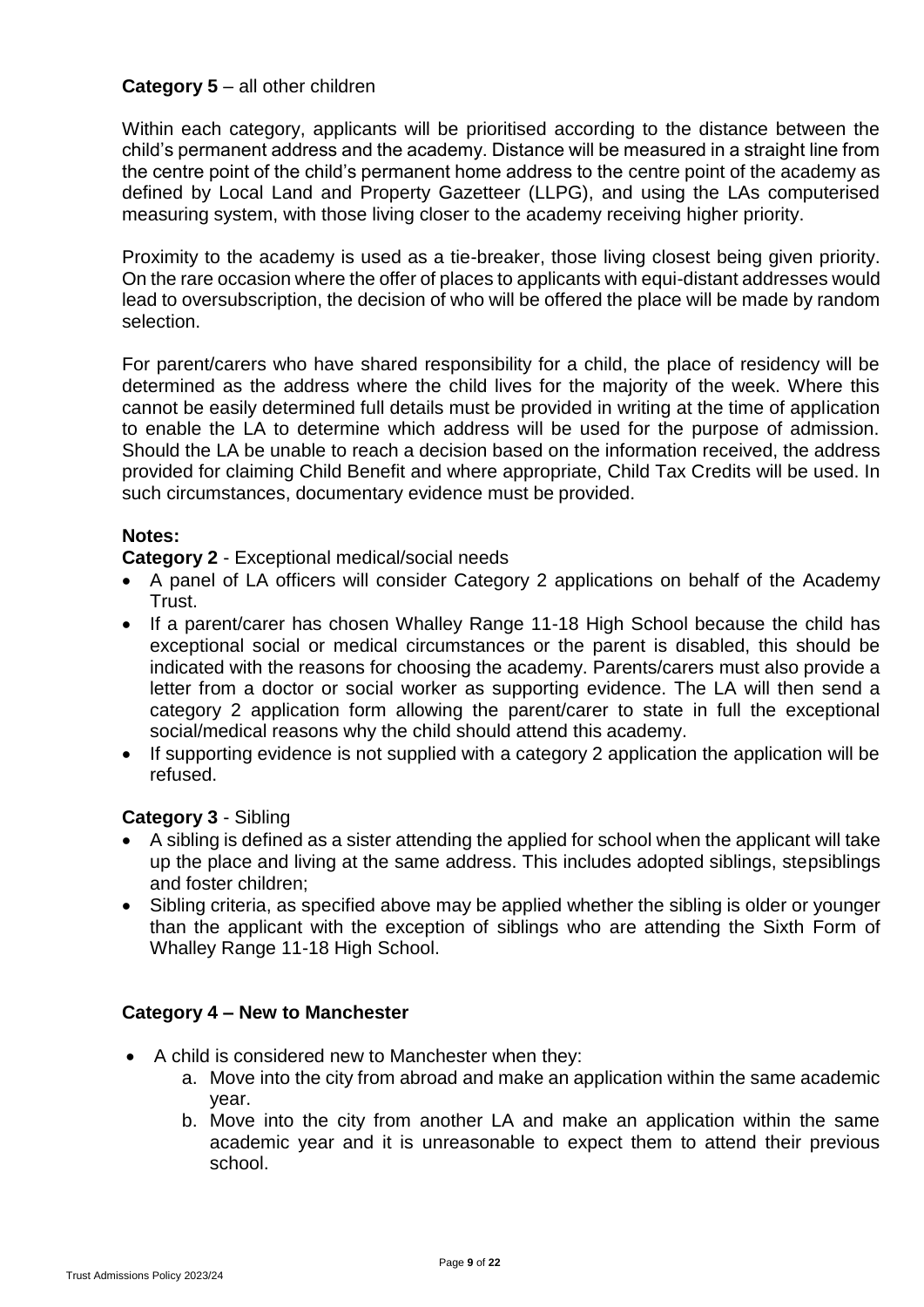**Category 5** – all other children

Within each category, applicants will be prioritised according to the distance between the child's permanent address and the academy. Distance will be measured in a straight line from the centre point of the child's permanent home address to the centre point of the academy as defined by Local Land and Property Gazetteer (LLPG), and using the LAs computerised measuring system, with those living closer to the academy receiving higher priority.

Proximity to the academy is used as a tie-breaker, those living closest being given priority. On the rare occasion where the offer of places to applicants with equi-distant addresses would lead to oversubscription, the decision of who will be offered the place will be made by random selection.

For parent/carers who have shared responsibility for a child, the place of residency will be determined as the address where the child lives for the majority of the week. Where this cannot be easily determined full details must be provided in writing at the time of application to enable the LA to determine which address will be used for the purpose of admission. Should the LA be unable to reach a decision based on the information received, the address provided for claiming Child Benefit and where appropriate, Child Tax Credits will be used. In such circumstances, documentary evidence must be provided.

**Notes:**

**Category 2** - Exceptional medical/social needs

- A panel of LA officers will consider Category 2 applications on behalf of the Academy Trust.
- If a parent/carer has chosen Whalley Range 11-18 High School because the child has exceptional social or medical circumstances or the parent is disabled, this should be indicated with the reasons for choosing the academy. Parents/carers must also provide a letter from a doctor or social worker as supporting evidence. The LA will then send a category 2 application form allowing the parent/carer to state in full the exceptional social/medical reasons why the child should attend this academy.
- If supporting evidence is not supplied with a category 2 application the application will be refused.

**Category 3** - Sibling

- A sibling is defined as a sister attending the applied for school when the applicant will take up the place and living at the same address. This includes adopted siblings, stepsiblings and foster children;
- Sibling criteria, as specified above may be applied whether the sibling is older or younger than the applicant with the exception of siblings who are attending the Sixth Form of Whalley Range 11-18 High School.

**Category 4 – New to Manchester**

- A child is considered new to Manchester when they:
  a. Move into the city from abroad and make an application within the same academic year.
  b. Move into the city from another LA and make an application within the same academic year and it is unreasonable to expect them to attend their previous school.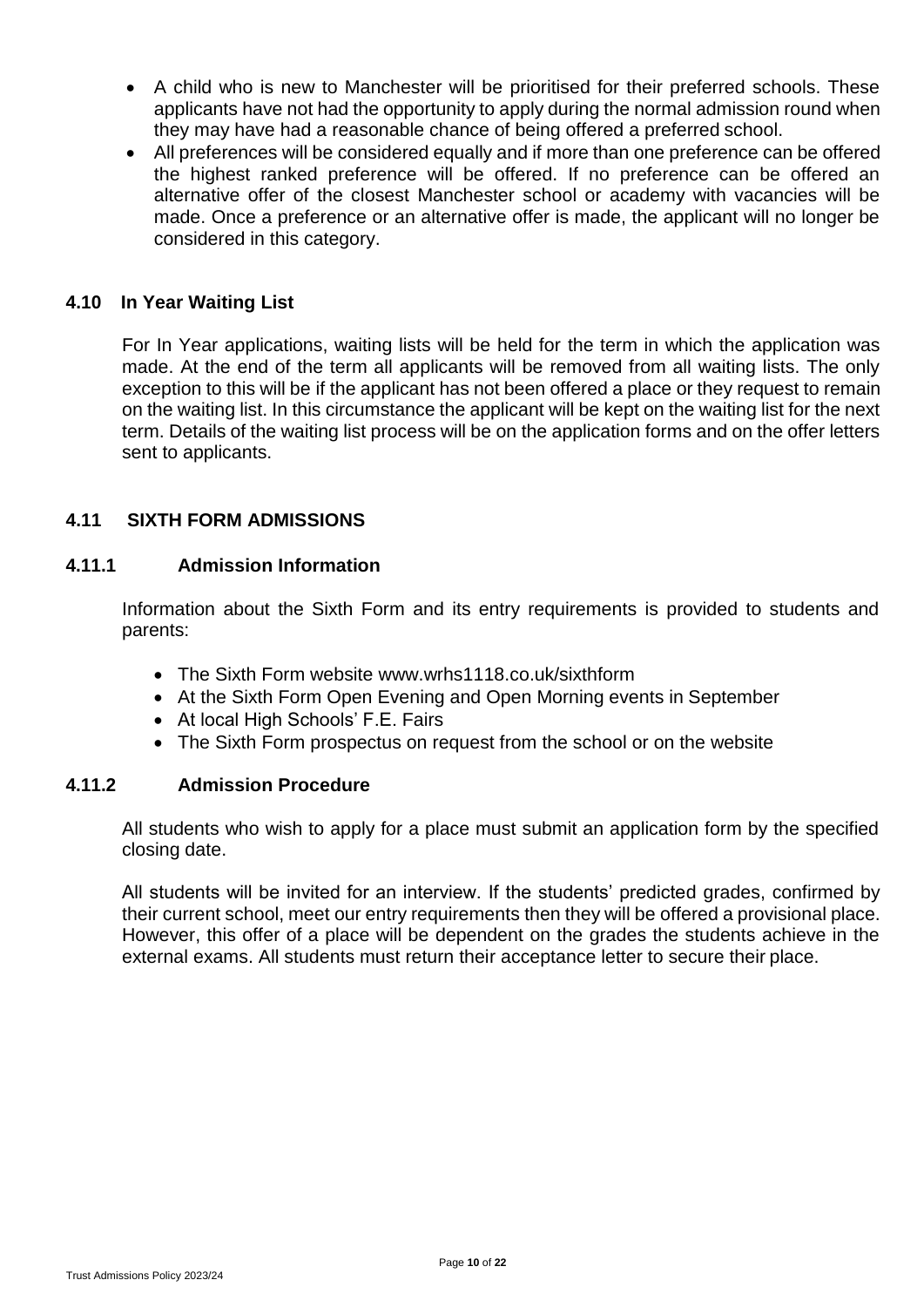- A child who is new to Manchester will be prioritised for their preferred schools. These applicants have not had the opportunity to apply during the normal admission round when they may have had a reasonable chance of being offered a preferred school.
- All preferences will be considered equally and if more than one preference can be offered the highest ranked preference will be offered. If no preference can be offered an alternative offer of the closest Manchester school or academy with vacancies will be made. Once a preference or an alternative offer is made, the applicant will no longer be considered in this category.

### 4.10 In Year Waiting List

For In Year applications, waiting lists will be held for the term in which the application was made. At the end of the term all applicants will be removed from all waiting lists. The only exception to this will be if the applicant has not been offered a place or they request to remain on the waiting list. In this circumstance the applicant will be kept on the waiting list for the next term. Details of the waiting list process will be on the application forms and on the offer letters sent to applicants.

### 4.11 SIXTH FORM ADMISSIONS

#### 4.11.1 Admission Information

Information about the Sixth Form and its entry requirements is provided to students and parents:

- The Sixth Form website www.wrhs1118.co.uk/sixthform
- At the Sixth Form Open Evening and Open Morning events in September
- At local High Schools' F.E. Fairs
- The Sixth Form prospectus on request from the school or on the website

#### 4.11.2 Admission Procedure

All students who wish to apply for a place must submit an application form by the specified closing date.

All students will be invited for an interview. If the students' predicted grades, confirmed by their current school, meet our entry requirements then they will be offered a provisional place. However, this offer of a place will be dependent on the grades the students achieve in the external exams. All students must return their acceptance letter to secure their place.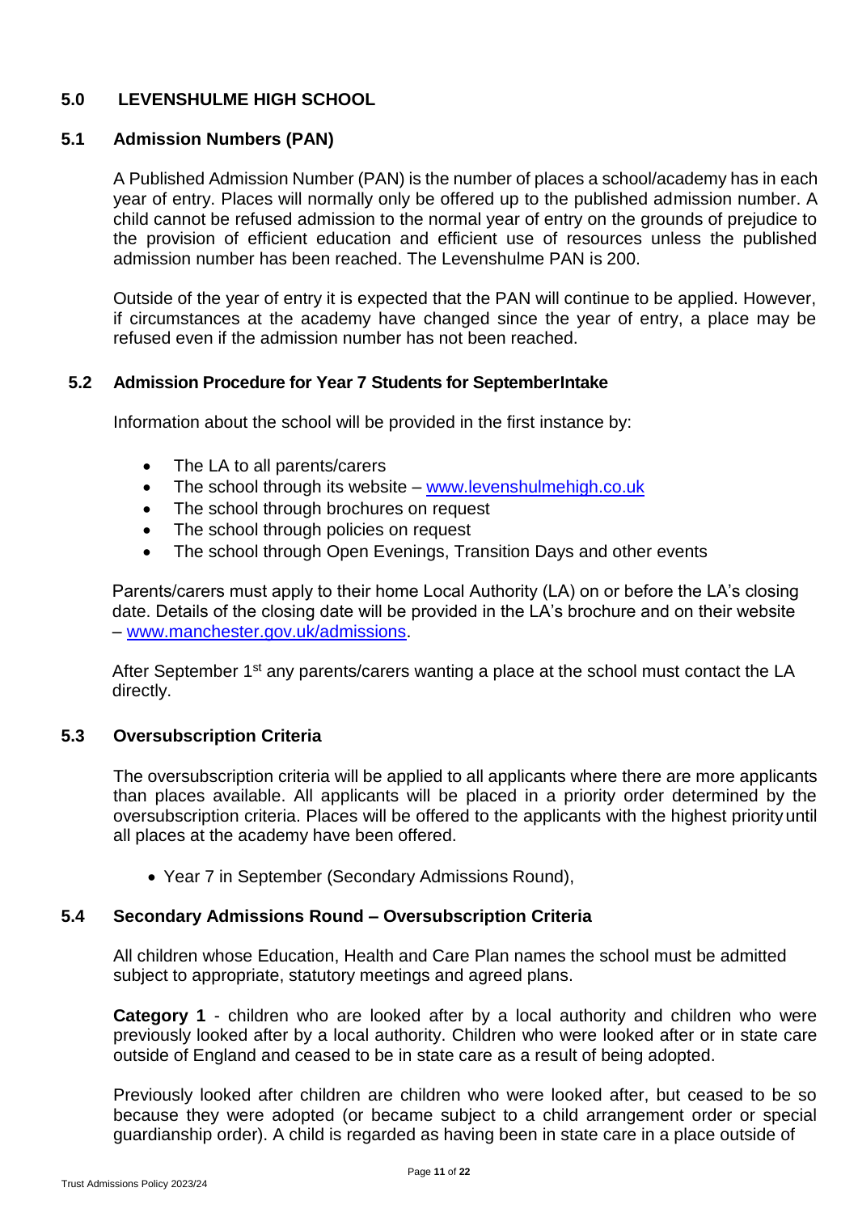## 5.0 LEVENSHULME HIGH SCHOOL

### 5.1 Admission Numbers (PAN)

A Published Admission Number (PAN) is the number of places a school/academy has in each year of entry. Places will normally only be offered up to the published admission number. A child cannot be refused admission to the normal year of entry on the grounds of prejudice to the provision of efficient education and efficient use of resources unless the published admission number has been reached. The Levenshulme PAN is 200.

Outside of the year of entry it is expected that the PAN will continue to be applied. However, if circumstances at the academy have changed since the year of entry, a place may be refused even if the admission number has not been reached.

### 5.2 Admission Procedure for Year 7 Students for SeptemberIntake

Information about the school will be provided in the first instance by:

- The LA to all parents/carers
- The school through its website – www.levenshulmehigh.co.uk
- The school through brochures on request
- The school through policies on request
- The school through Open Evenings, Transition Days and other events

Parents/carers must apply to their home Local Authority (LA) on or before the LA's closing date. Details of the closing date will be provided in the LA's brochure and on their website – www.manchester.gov.uk/admissions.

After September 1st any parents/carers wanting a place at the school must contact the LA directly.

### 5.3 Oversubscription Criteria

The oversubscription criteria will be applied to all applicants where there are more applicants than places available. All applicants will be placed in a priority order determined by the oversubscription criteria. Places will be offered to the applicants with the highest priority until all places at the academy have been offered.

- Year 7 in September (Secondary Admissions Round),

### 5.4 Secondary Admissions Round – Oversubscription Criteria

All children whose Education, Health and Care Plan names the school must be admitted subject to appropriate, statutory meetings and agreed plans.

**Category 1** - children who are looked after by a local authority and children who were previously looked after by a local authority. Children who were looked after or in state care outside of England and ceased to be in state care as a result of being adopted.

Previously looked after children are children who were looked after, but ceased to be so because they were adopted (or became subject to a child arrangement order or special guardianship order). A child is regarded as having been in state care in a place outside of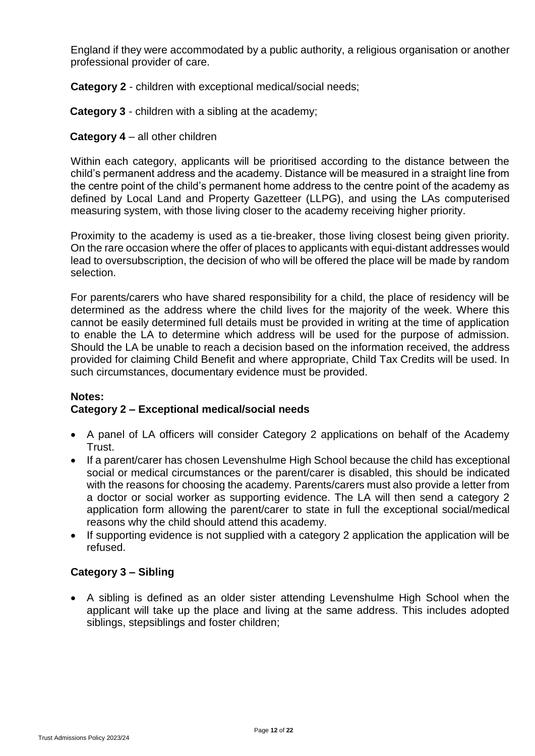England if they were accommodated by a public authority, a religious organisation or another professional provider of care.

**Category 2** - children with exceptional medical/social needs;

**Category 3** - children with a sibling at the academy;

**Category 4** – all other children

Within each category, applicants will be prioritised according to the distance between the child's permanent address and the academy. Distance will be measured in a straight line from the centre point of the child's permanent home address to the centre point of the academy as defined by Local Land and Property Gazetteer (LLPG), and using the LAs computerised measuring system, with those living closer to the academy receiving higher priority.

Proximity to the academy is used as a tie-breaker, those living closest being given priority. On the rare occasion where the offer of places to applicants with equi-distant addresses would lead to oversubscription, the decision of who will be offered the place will be made by random selection.

For parents/carers who have shared responsibility for a child, the place of residency will be determined as the address where the child lives for the majority of the week. Where this cannot be easily determined full details must be provided in writing at the time of application to enable the LA to determine which address will be used for the purpose of admission. Should the LA be unable to reach a decision based on the information received, the address provided for claiming Child Benefit and where appropriate, Child Tax Credits will be used. In such circumstances, documentary evidence must be provided.

**Notes:**

**Category 2 – Exceptional medical/social needs**

- A panel of LA officers will consider Category 2 applications on behalf of the Academy Trust.
- If a parent/carer has chosen Levenshulme High School because the child has exceptional social or medical circumstances or the parent/carer is disabled, this should be indicated with the reasons for choosing the academy. Parents/carers must also provide a letter from a doctor or social worker as supporting evidence. The LA will then send a category 2 application form allowing the parent/carer to state in full the exceptional social/medical reasons why the child should attend this academy.
- If supporting evidence is not supplied with a category 2 application the application will be refused.

**Category 3 – Sibling**

- A sibling is defined as an older sister attending Levenshulme High School when the applicant will take up the place and living at the same address. This includes adopted siblings, stepsiblings and foster children;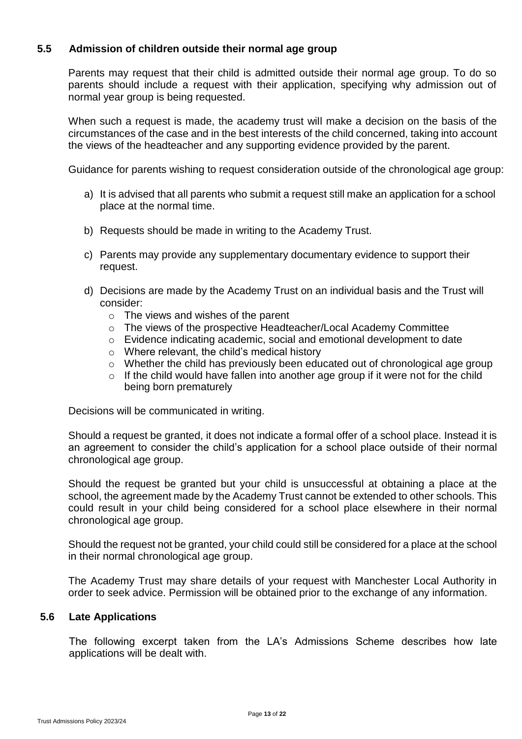### 5.5 Admission of children outside their normal age group

Parents may request that their child is admitted outside their normal age group. To do so parents should include a request with their application, specifying why admission out of normal year group is being requested.

When such a request is made, the academy trust will make a decision on the basis of the circumstances of the case and in the best interests of the child concerned, taking into account the views of the headteacher and any supporting evidence provided by the parent.

Guidance for parents wishing to request consideration outside of the chronological age group:

a) It is advised that all parents who submit a request still make an application for a school place at the normal time.

b) Requests should be made in writing to the Academy Trust.

c) Parents may provide any supplementary documentary evidence to support their request.

d) Decisions are made by the Academy Trust on an individual basis and the Trust will consider:
   - The views and wishes of the parent
   - The views of the prospective Headteacher/Local Academy Committee
   - Evidence indicating academic, social and emotional development to date
   - Where relevant, the child's medical history
   - Whether the child has previously been educated out of chronological age group
   - If the child would have fallen into another age group if it were not for the child being born prematurely

Decisions will be communicated in writing.

Should a request be granted, it does not indicate a formal offer of a school place. Instead it is an agreement to consider the child's application for a school place outside of their normal chronological age group.

Should the request be granted but your child is unsuccessful at obtaining a place at the school, the agreement made by the Academy Trust cannot be extended to other schools. This could result in your child being considered for a school place elsewhere in their normal chronological age group.

Should the request not be granted, your child could still be considered for a place at the school in their normal chronological age group.

The Academy Trust may share details of your request with Manchester Local Authority in order to seek advice. Permission will be obtained prior to the exchange of any information.

### 5.6 Late Applications

The following excerpt taken from the LA's Admissions Scheme describes how late applications will be dealt with.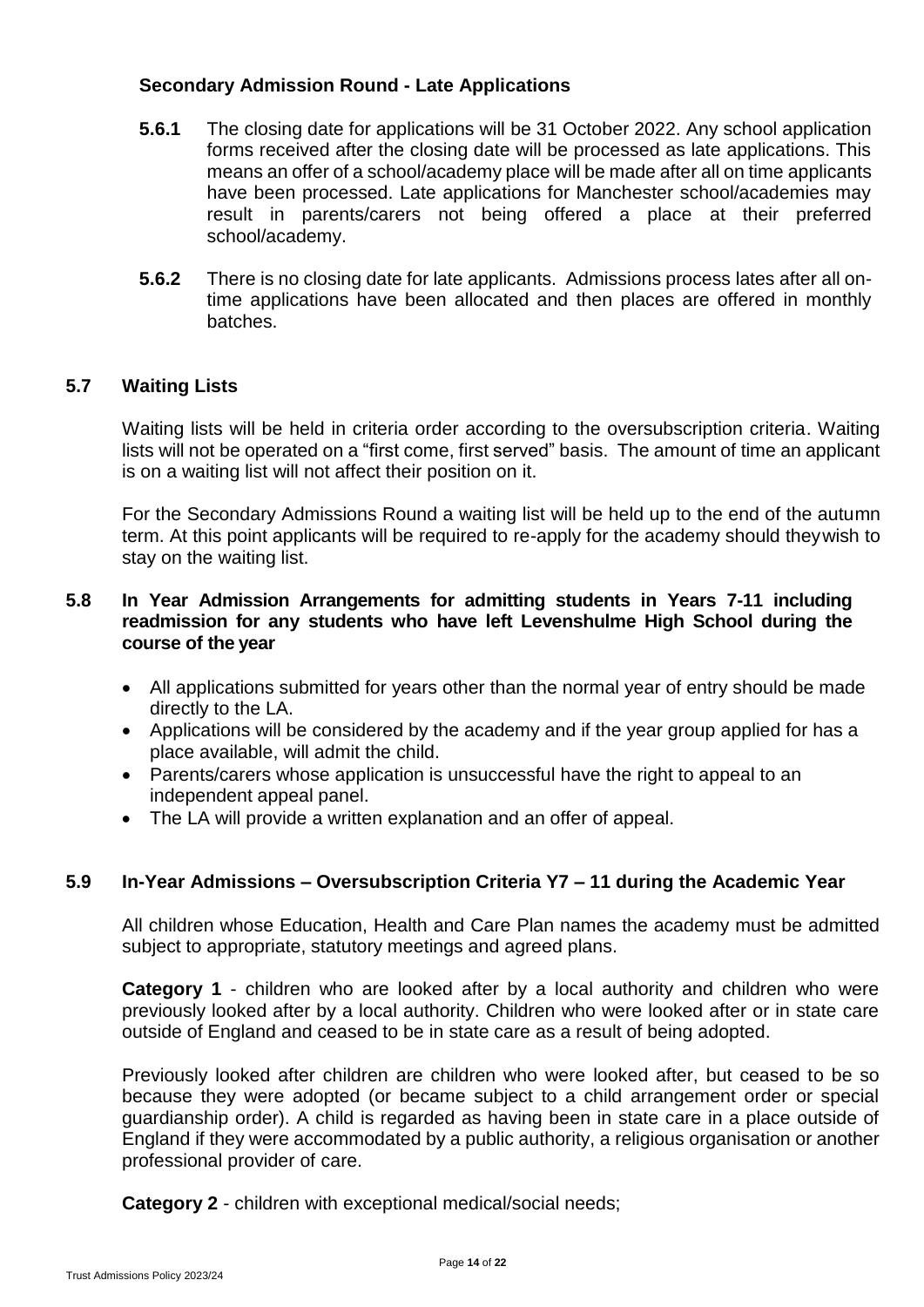### Secondary Admission Round - Late Applications

**5.6.1** The closing date for applications will be 31 October 2022. Any school application forms received after the closing date will be processed as late applications. This means an offer of a school/academy place will be made after all on time applicants have been processed. Late applications for Manchester school/academies may result in parents/carers not being offered a place at their preferred school/academy.

**5.6.2** There is no closing date for late applicants. Admissions process lates after all on-time applications have been allocated and then places are offered in monthly batches.

## 5.7 Waiting Lists

Waiting lists will be held in criteria order according to the oversubscription criteria. Waiting lists will not be operated on a "first come, first served" basis. The amount of time an applicant is on a waiting list will not affect their position on it.

For the Secondary Admissions Round a waiting list will be held up to the end of the autumn term. At this point applicants will be required to re-apply for the academy should they wish to stay on the waiting list.

## 5.8 In Year Admission Arrangements for admitting students in Years 7-11 including readmission for any students who have left Levenshulme High School during the course of the year

- All applications submitted for years other than the normal year of entry should be made directly to the LA.
- Applications will be considered by the academy and if the year group applied for has a place available, will admit the child.
- Parents/carers whose application is unsuccessful have the right to appeal to an independent appeal panel.
- The LA will provide a written explanation and an offer of appeal.

## 5.9 In-Year Admissions – Oversubscription Criteria Y7 – 11 during the Academic Year

All children whose Education, Health and Care Plan names the academy must be admitted subject to appropriate, statutory meetings and agreed plans.

**Category 1** - children who are looked after by a local authority and children who were previously looked after by a local authority. Children who were looked after or in state care outside of England and ceased to be in state care as a result of being adopted.

Previously looked after children are children who were looked after, but ceased to be so because they were adopted (or became subject to a child arrangement order or special guardianship order). A child is regarded as having been in state care in a place outside of England if they were accommodated by a public authority, a religious organisation or another professional provider of care.

**Category 2** - children with exceptional medical/social needs;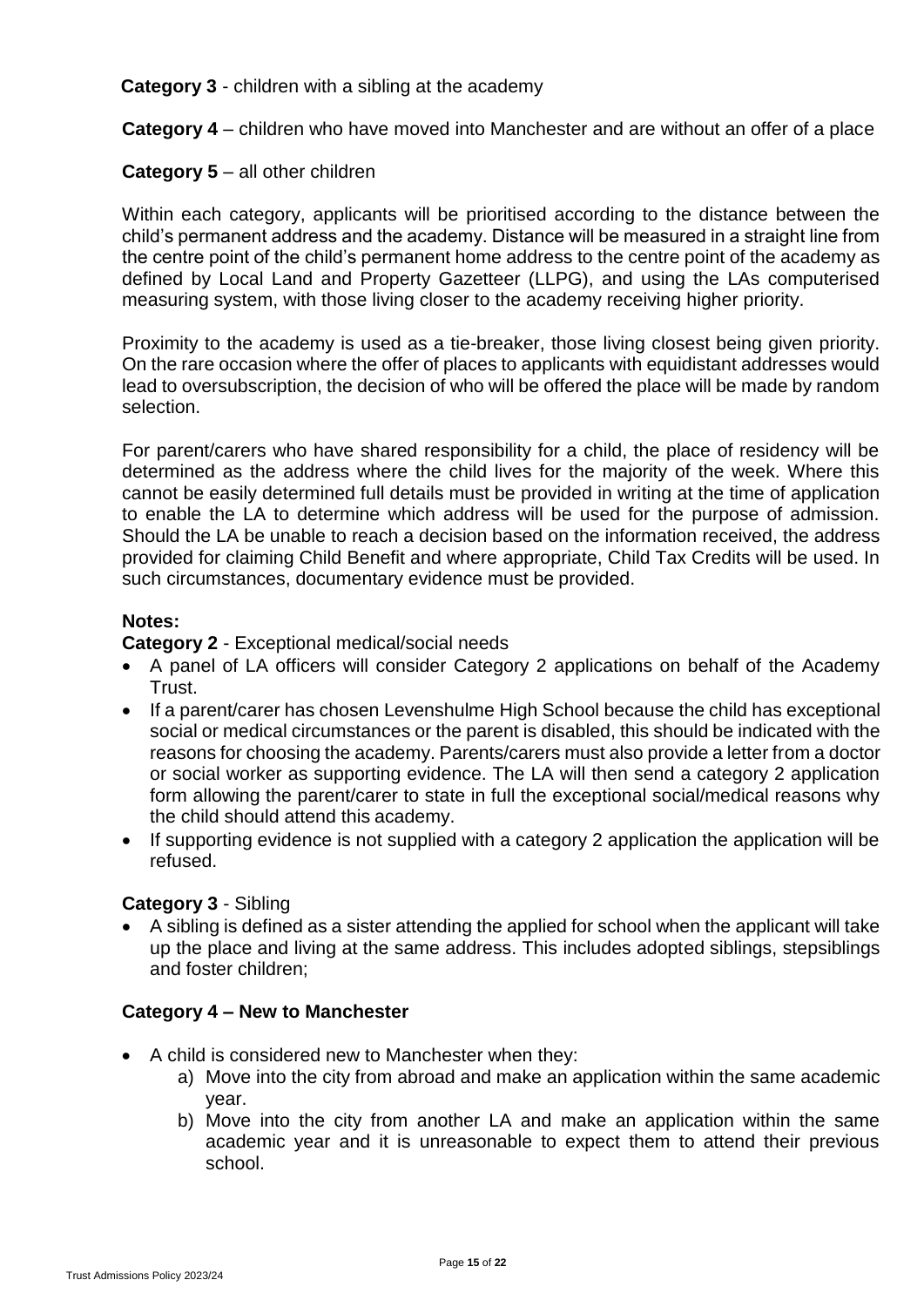**Category 3** - children with a sibling at the academy

**Category 4** – children who have moved into Manchester and are without an offer of a place

**Category 5** – all other children

Within each category, applicants will be prioritised according to the distance between the child's permanent address and the academy. Distance will be measured in a straight line from the centre point of the child's permanent home address to the centre point of the academy as defined by Local Land and Property Gazetteer (LLPG), and using the LAs computerised measuring system, with those living closer to the academy receiving higher priority.

Proximity to the academy is used as a tie-breaker, those living closest being given priority. On the rare occasion where the offer of places to applicants with equidistant addresses would lead to oversubscription, the decision of who will be offered the place will be made by random selection.

For parent/carers who have shared responsibility for a child, the place of residency will be determined as the address where the child lives for the majority of the week. Where this cannot be easily determined full details must be provided in writing at the time of application to enable the LA to determine which address will be used for the purpose of admission. Should the LA be unable to reach a decision based on the information received, the address provided for claiming Child Benefit and where appropriate, Child Tax Credits will be used. In such circumstances, documentary evidence must be provided.

**Notes:**

**Category 2** - Exceptional medical/social needs

- A panel of LA officers will consider Category 2 applications on behalf of the Academy Trust.
- If a parent/carer has chosen Levenshulme High School because the child has exceptional social or medical circumstances or the parent is disabled, this should be indicated with the reasons for choosing the academy. Parents/carers must also provide a letter from a doctor or social worker as supporting evidence. The LA will then send a category 2 application form allowing the parent/carer to state in full the exceptional social/medical reasons why the child should attend this academy.
- If supporting evidence is not supplied with a category 2 application the application will be refused.

**Category 3** - Sibling

- A sibling is defined as a sister attending the applied for school when the applicant will take up the place and living at the same address. This includes adopted siblings, stepsiblings and foster children;

**Category 4 – New to Manchester**

- A child is considered new to Manchester when they:
  a) Move into the city from abroad and make an application within the same academic year.
  b) Move into the city from another LA and make an application within the same academic year and it is unreasonable to expect them to attend their previous school.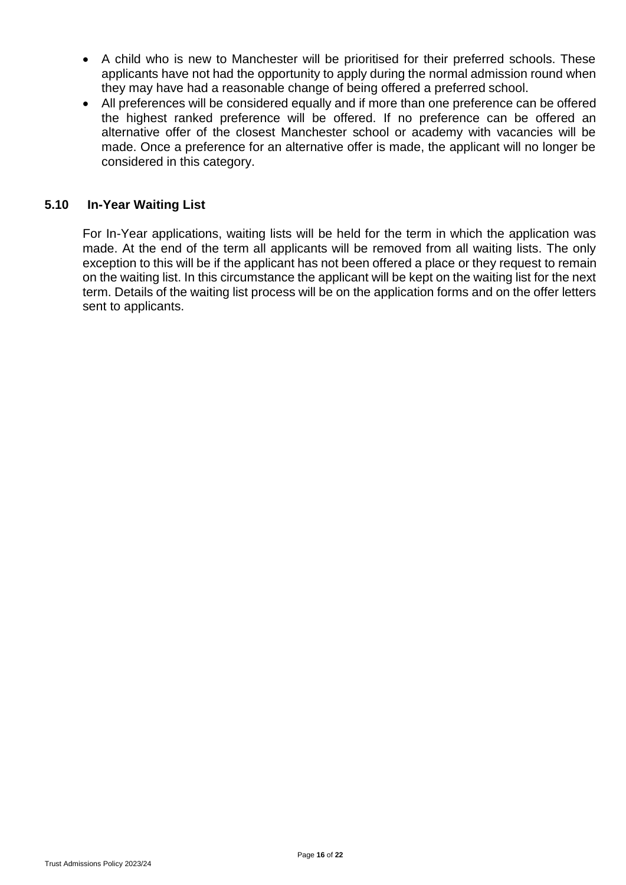- A child who is new to Manchester will be prioritised for their preferred schools. These applicants have not had the opportunity to apply during the normal admission round when they may have had a reasonable change of being offered a preferred school.
- All preferences will be considered equally and if more than one preference can be offered the highest ranked preference will be offered. If no preference can be offered an alternative offer of the closest Manchester school or academy with vacancies will be made. Once a preference for an alternative offer is made, the applicant will no longer be considered in this category.

### 5.10 In-Year Waiting List

For In-Year applications, waiting lists will be held for the term in which the application was made. At the end of the term all applicants will be removed from all waiting lists. The only exception to this will be if the applicant has not been offered a place or they request to remain on the waiting list. In this circumstance the applicant will be kept on the waiting list for the next term. Details of the waiting list process will be on the application forms and on the offer letters sent to applicants.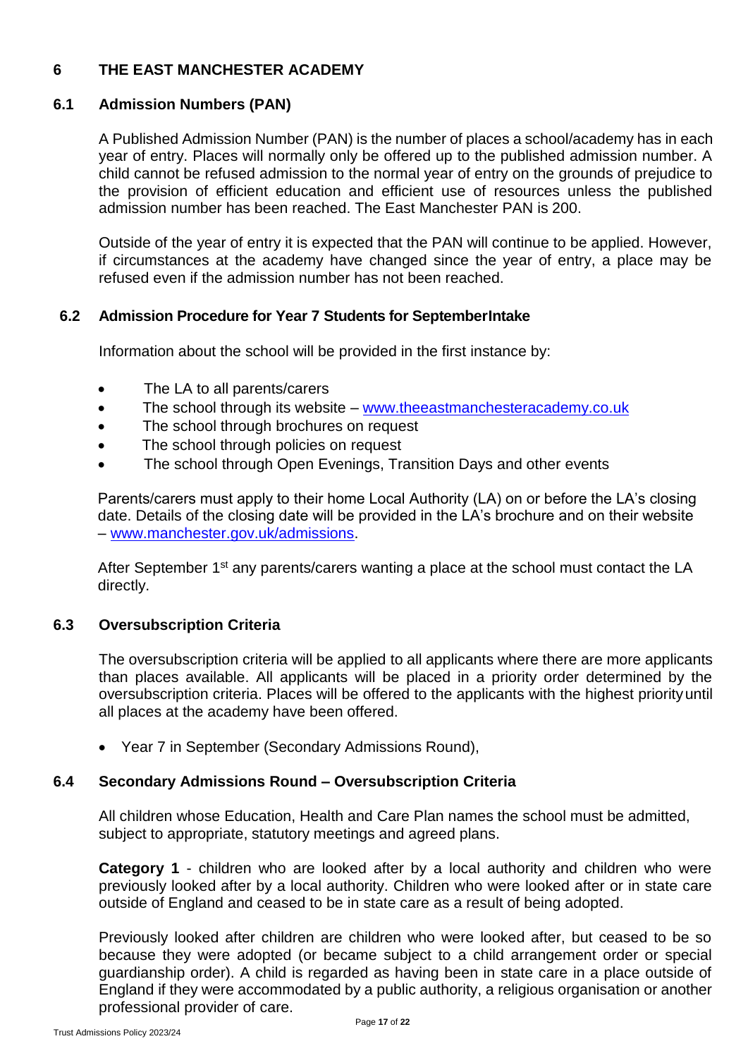## 6 THE EAST MANCHESTER ACADEMY

### 6.1 Admission Numbers (PAN)

A Published Admission Number (PAN) is the number of places a school/academy has in each year of entry. Places will normally only be offered up to the published admission number. A child cannot be refused admission to the normal year of entry on the grounds of prejudice to the provision of efficient education and efficient use of resources unless the published admission number has been reached. The East Manchester PAN is 200.

Outside of the year of entry it is expected that the PAN will continue to be applied. However, if circumstances at the academy have changed since the year of entry, a place may be refused even if the admission number has not been reached.

### 6.2 Admission Procedure for Year 7 Students for SeptemberIntake

Information about the school will be provided in the first instance by:

- The LA to all parents/carers
- The school through its website – www.theeastmanchesteracademy.co.uk
- The school through brochures on request
- The school through policies on request
- The school through Open Evenings, Transition Days and other events

Parents/carers must apply to their home Local Authority (LA) on or before the LA's closing date. Details of the closing date will be provided in the LA's brochure and on their website – www.manchester.gov.uk/admissions.

After September 1st any parents/carers wanting a place at the school must contact the LA directly.

### 6.3 Oversubscription Criteria

The oversubscription criteria will be applied to all applicants where there are more applicants than places available. All applicants will be placed in a priority order determined by the oversubscription criteria. Places will be offered to the applicants with the highest priorityuntil all places at the academy have been offered.

- Year 7 in September (Secondary Admissions Round),

### 6.4 Secondary Admissions Round – Oversubscription Criteria

All children whose Education, Health and Care Plan names the school must be admitted, subject to appropriate, statutory meetings and agreed plans.

**Category 1** - children who are looked after by a local authority and children who were previously looked after by a local authority. Children who were looked after or in state care outside of England and ceased to be in state care as a result of being adopted.

Previously looked after children are children who were looked after, but ceased to be so because they were adopted (or became subject to a child arrangement order or special guardianship order). A child is regarded as having been in state care in a place outside of England if they were accommodated by a public authority, a religious organisation or another professional provider of care.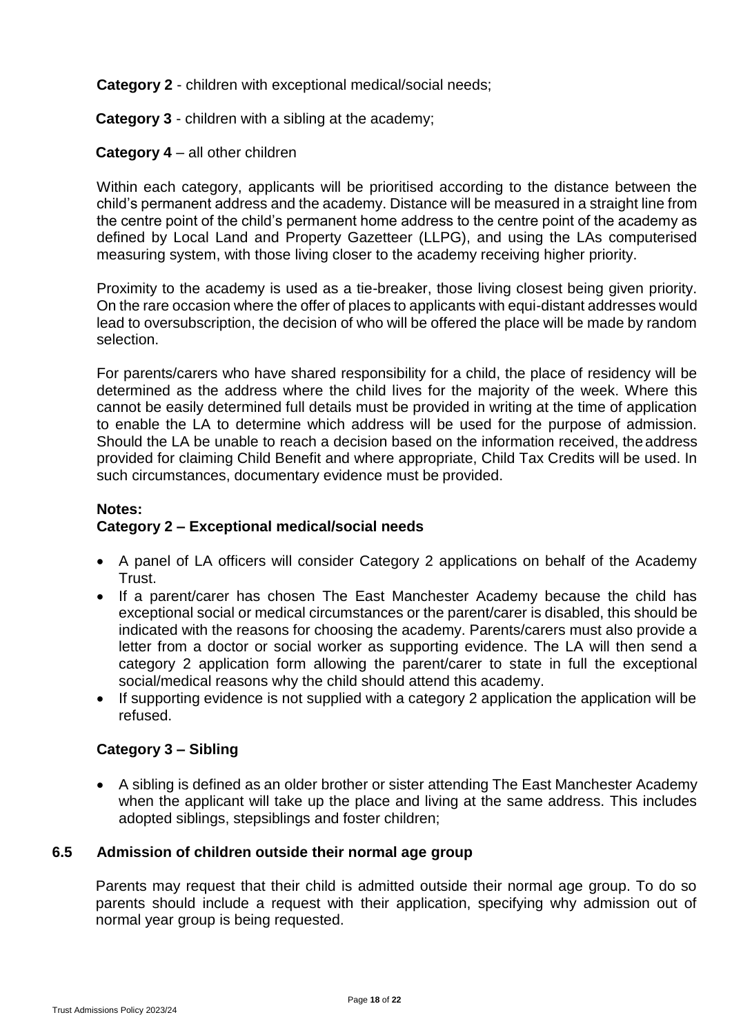**Category 2** - children with exceptional medical/social needs;

**Category 3** - children with a sibling at the academy;

**Category 4** – all other children

Within each category, applicants will be prioritised according to the distance between the child's permanent address and the academy. Distance will be measured in a straight line from the centre point of the child's permanent home address to the centre point of the academy as defined by Local Land and Property Gazetteer (LLPG), and using the LAs computerised measuring system, with those living closer to the academy receiving higher priority.

Proximity to the academy is used as a tie-breaker, those living closest being given priority. On the rare occasion where the offer of places to applicants with equi-distant addresses would lead to oversubscription, the decision of who will be offered the place will be made by random selection.

For parents/carers who have shared responsibility for a child, the place of residency will be determined as the address where the child lives for the majority of the week. Where this cannot be easily determined full details must be provided in writing at the time of application to enable the LA to determine which address will be used for the purpose of admission. Should the LA be unable to reach a decision based on the information received, the address provided for claiming Child Benefit and where appropriate, Child Tax Credits will be used. In such circumstances, documentary evidence must be provided.

**Notes:**

**Category 2 – Exceptional medical/social needs**

- A panel of LA officers will consider Category 2 applications on behalf of the Academy Trust.
- If a parent/carer has chosen The East Manchester Academy because the child has exceptional social or medical circumstances or the parent/carer is disabled, this should be indicated with the reasons for choosing the academy. Parents/carers must also provide a letter from a doctor or social worker as supporting evidence. The LA will then send a category 2 application form allowing the parent/carer to state in full the exceptional social/medical reasons why the child should attend this academy.
- If supporting evidence is not supplied with a category 2 application the application will be refused.

**Category 3 – Sibling**

- A sibling is defined as an older brother or sister attending The East Manchester Academy when the applicant will take up the place and living at the same address. This includes adopted siblings, stepsiblings and foster children;

### 6.5 Admission of children outside their normal age group

Parents may request that their child is admitted outside their normal age group. To do so parents should include a request with their application, specifying why admission out of normal year group is being requested.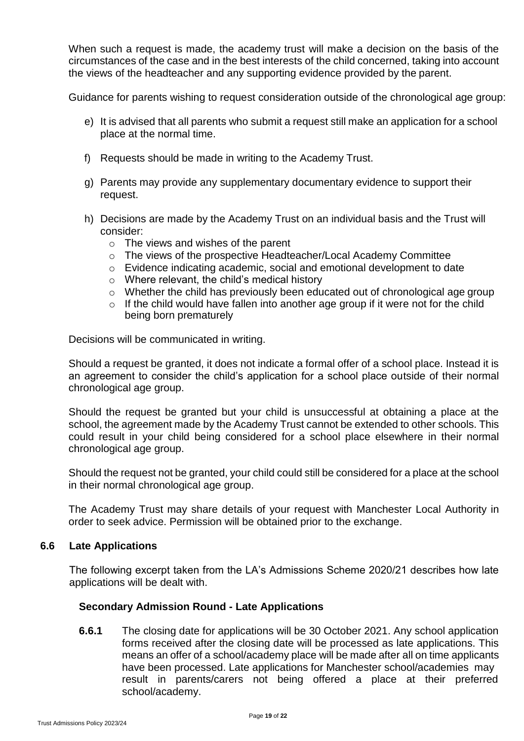When such a request is made, the academy trust will make a decision on the basis of the circumstances of the case and in the best interests of the child concerned, taking into account the views of the headteacher and any supporting evidence provided by the parent.

Guidance for parents wishing to request consideration outside of the chronological age group:

e) It is advised that all parents who submit a request still make an application for a school place at the normal time.

f) Requests should be made in writing to the Academy Trust.

g) Parents may provide any supplementary documentary evidence to support their request.

h) Decisions are made by the Academy Trust on an individual basis and the Trust will consider:
   - The views and wishes of the parent
   - The views of the prospective Headteacher/Local Academy Committee
   - Evidence indicating academic, social and emotional development to date
   - Where relevant, the child's medical history
   - Whether the child has previously been educated out of chronological age group
   - If the child would have fallen into another age group if it were not for the child being born prematurely

Decisions will be communicated in writing.

Should a request be granted, it does not indicate a formal offer of a school place. Instead it is an agreement to consider the child's application for a school place outside of their normal chronological age group.

Should the request be granted but your child is unsuccessful at obtaining a place at the school, the agreement made by the Academy Trust cannot be extended to other schools. This could result in your child being considered for a school place elsewhere in their normal chronological age group.

Should the request not be granted, your child could still be considered for a place at the school in their normal chronological age group.

The Academy Trust may share details of your request with Manchester Local Authority in order to seek advice. Permission will be obtained prior to the exchange.

## 6.6 Late Applications

The following excerpt taken from the LA's Admissions Scheme 2020/21 describes how late applications will be dealt with.

### Secondary Admission Round - Late Applications

**6.6.1** The closing date for applications will be 30 October 2021. Any school application forms received after the closing date will be processed as late applications. This means an offer of a school/academy place will be made after all on time applicants have been processed. Late applications for Manchester school/academies may result in parents/carers not being offered a place at their preferred school/academy.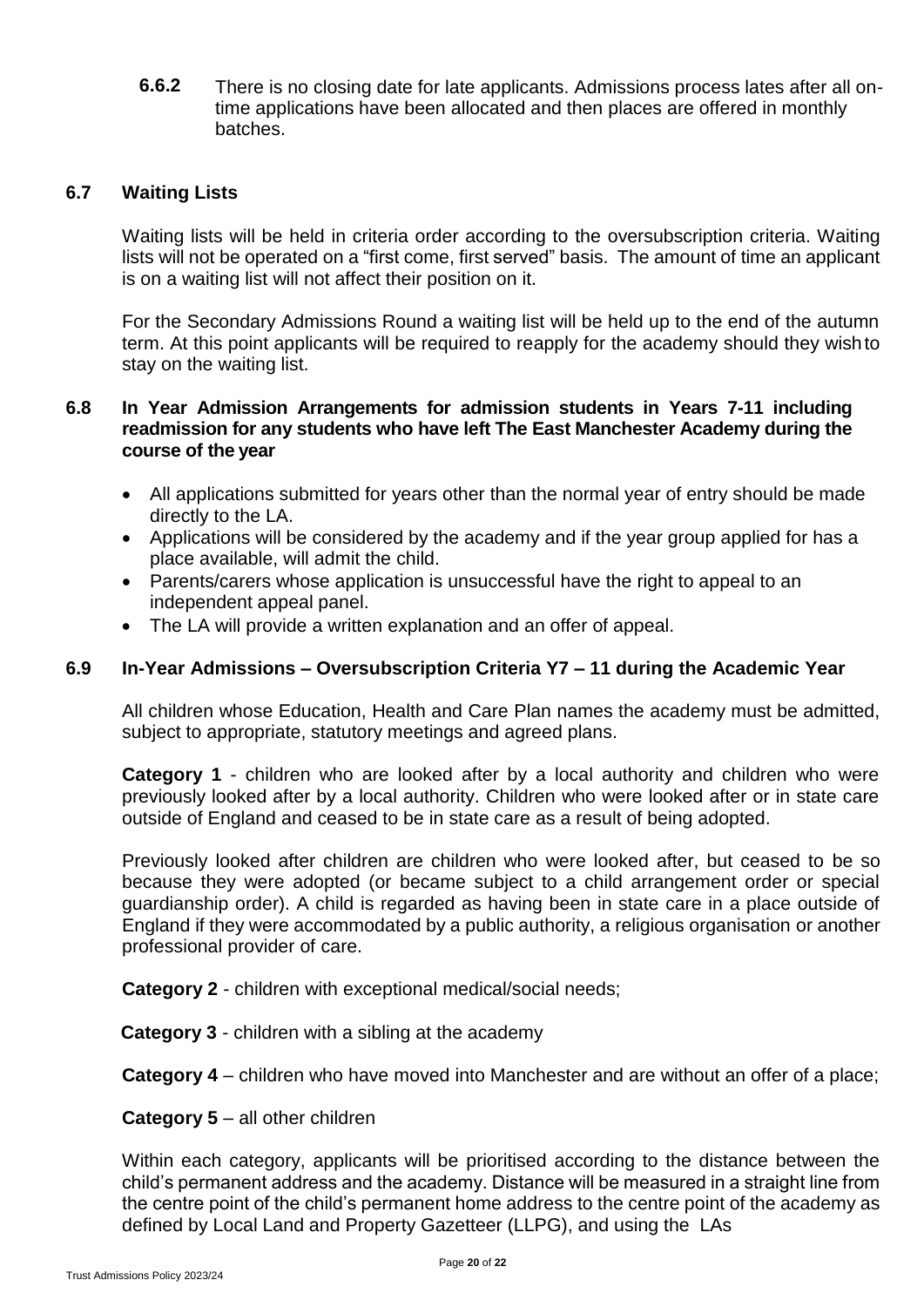**6.6.2** There is no closing date for late applicants. Admissions process lates after all on-time applications have been allocated and then places are offered in monthly batches.

### 6.7 Waiting Lists

Waiting lists will be held in criteria order according to the oversubscription criteria. Waiting lists will not be operated on a "first come, first served" basis. The amount of time an applicant is on a waiting list will not affect their position on it.

For the Secondary Admissions Round a waiting list will be held up to the end of the autumn term. At this point applicants will be required to reapply for the academy should they wish to stay on the waiting list.

### 6.8 In Year Admission Arrangements for admission students in Years 7-11 including readmission for any students who have left The East Manchester Academy during the course of the year

- All applications submitted for years other than the normal year of entry should be made directly to the LA.
- Applications will be considered by the academy and if the year group applied for has a place available, will admit the child.
- Parents/carers whose application is unsuccessful have the right to appeal to an independent appeal panel.
- The LA will provide a written explanation and an offer of appeal.

### 6.9 In-Year Admissions – Oversubscription Criteria Y7 – 11 during the Academic Year

All children whose Education, Health and Care Plan names the academy must be admitted, subject to appropriate, statutory meetings and agreed plans.

**Category 1** - children who are looked after by a local authority and children who were previously looked after by a local authority. Children who were looked after or in state care outside of England and ceased to be in state care as a result of being adopted.

Previously looked after children are children who were looked after, but ceased to be so because they were adopted (or became subject to a child arrangement order or special guardianship order). A child is regarded as having been in state care in a place outside of England if they were accommodated by a public authority, a religious organisation or another professional provider of care.

**Category 2** - children with exceptional medical/social needs;

**Category 3** - children with a sibling at the academy

**Category 4** – children who have moved into Manchester and are without an offer of a place;

**Category 5** – all other children

Within each category, applicants will be prioritised according to the distance between the child's permanent address and the academy. Distance will be measured in a straight line from the centre point of the child's permanent home address to the centre point of the academy as defined by Local Land and Property Gazetteer (LLPG), and using the LAs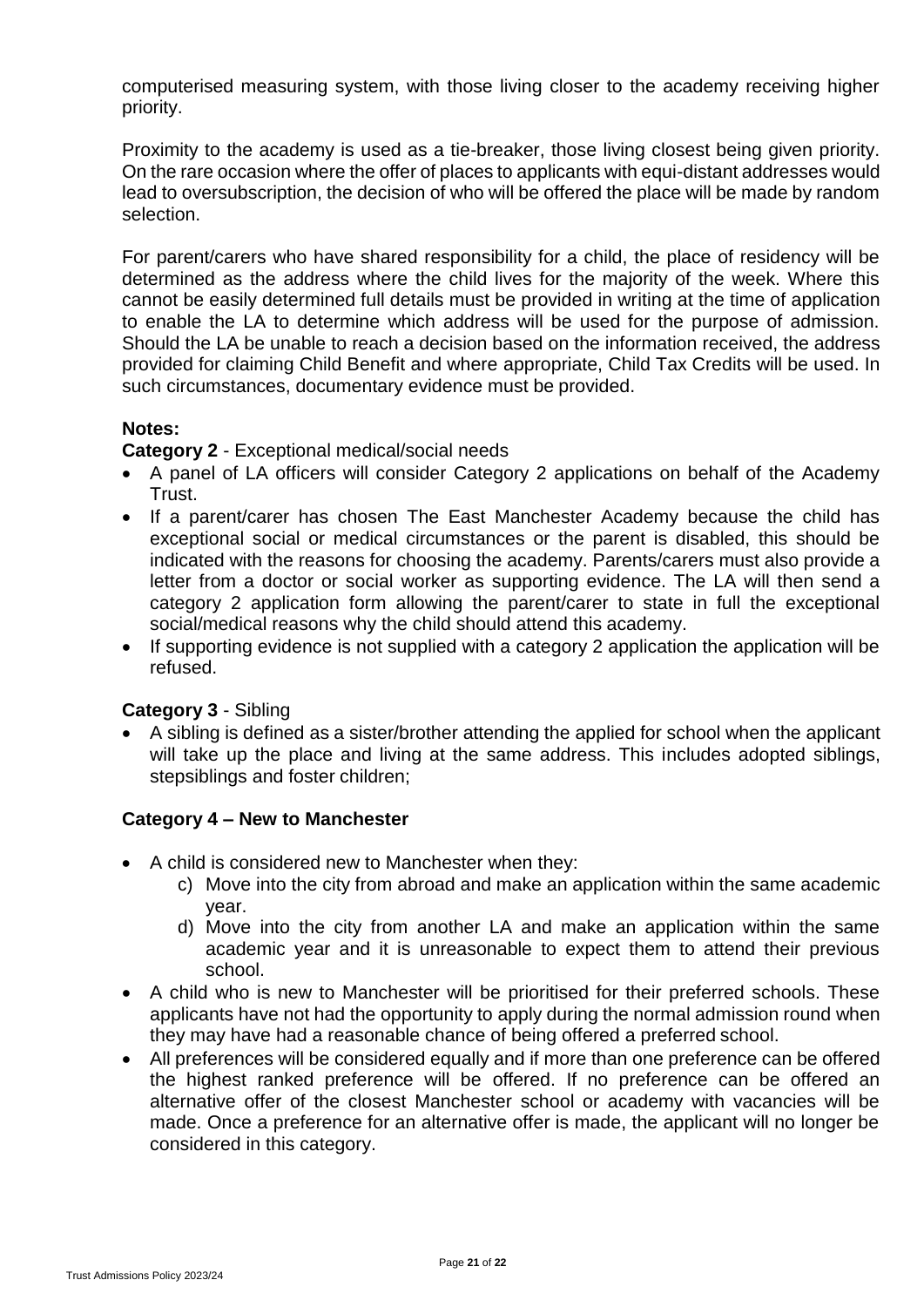computerised measuring system, with those living closer to the academy receiving higher priority.

Proximity to the academy is used as a tie-breaker, those living closest being given priority. On the rare occasion where the offer of places to applicants with equi-distant addresses would lead to oversubscription, the decision of who will be offered the place will be made by random selection.

For parent/carers who have shared responsibility for a child, the place of residency will be determined as the address where the child lives for the majority of the week. Where this cannot be easily determined full details must be provided in writing at the time of application to enable the LA to determine which address will be used for the purpose of admission. Should the LA be unable to reach a decision based on the information received, the address provided for claiming Child Benefit and where appropriate, Child Tax Credits will be used. In such circumstances, documentary evidence must be provided.

**Notes:**

**Category 2** - Exceptional medical/social needs

- A panel of LA officers will consider Category 2 applications on behalf of the Academy Trust.
- If a parent/carer has chosen The East Manchester Academy because the child has exceptional social or medical circumstances or the parent is disabled, this should be indicated with the reasons for choosing the academy. Parents/carers must also provide a letter from a doctor or social worker as supporting evidence. The LA will then send a category 2 application form allowing the parent/carer to state in full the exceptional social/medical reasons why the child should attend this academy.
- If supporting evidence is not supplied with a category 2 application the application will be refused.

**Category 3** - Sibling

- A sibling is defined as a sister/brother attending the applied for school when the applicant will take up the place and living at the same address. This includes adopted siblings, stepsiblings and foster children;

**Category 4 – New to Manchester**

- A child is considered new to Manchester when they:
    c) Move into the city from abroad and make an application within the same academic year.
    d) Move into the city from another LA and make an application within the same academic year and it is unreasonable to expect them to attend their previous school.
- A child who is new to Manchester will be prioritised for their preferred schools. These applicants have not had the opportunity to apply during the normal admission round when they may have had a reasonable chance of being offered a preferred school.
- All preferences will be considered equally and if more than one preference can be offered the highest ranked preference will be offered. If no preference can be offered an alternative offer of the closest Manchester school or academy with vacancies will be made. Once a preference for an alternative offer is made, the applicant will no longer be considered in this category.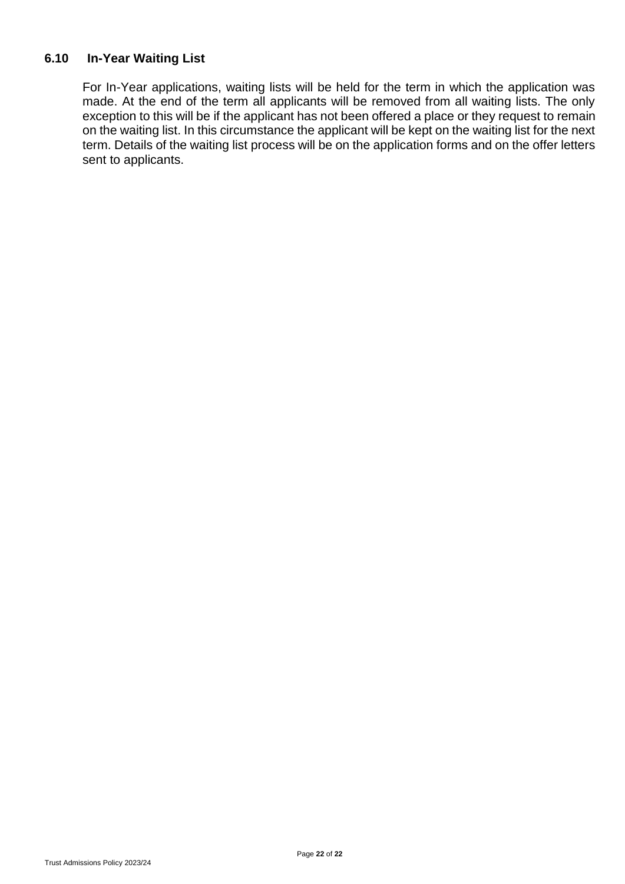### 6.10 In-Year Waiting List

For In-Year applications, waiting lists will be held for the term in which the application was made. At the end of the term all applicants will be removed from all waiting lists. The only exception to this will be if the applicant has not been offered a place or they request to remain on the waiting list. In this circumstance the applicant will be kept on the waiting list for the next term. Details of the waiting list process will be on the application forms and on the offer letters sent to applicants.